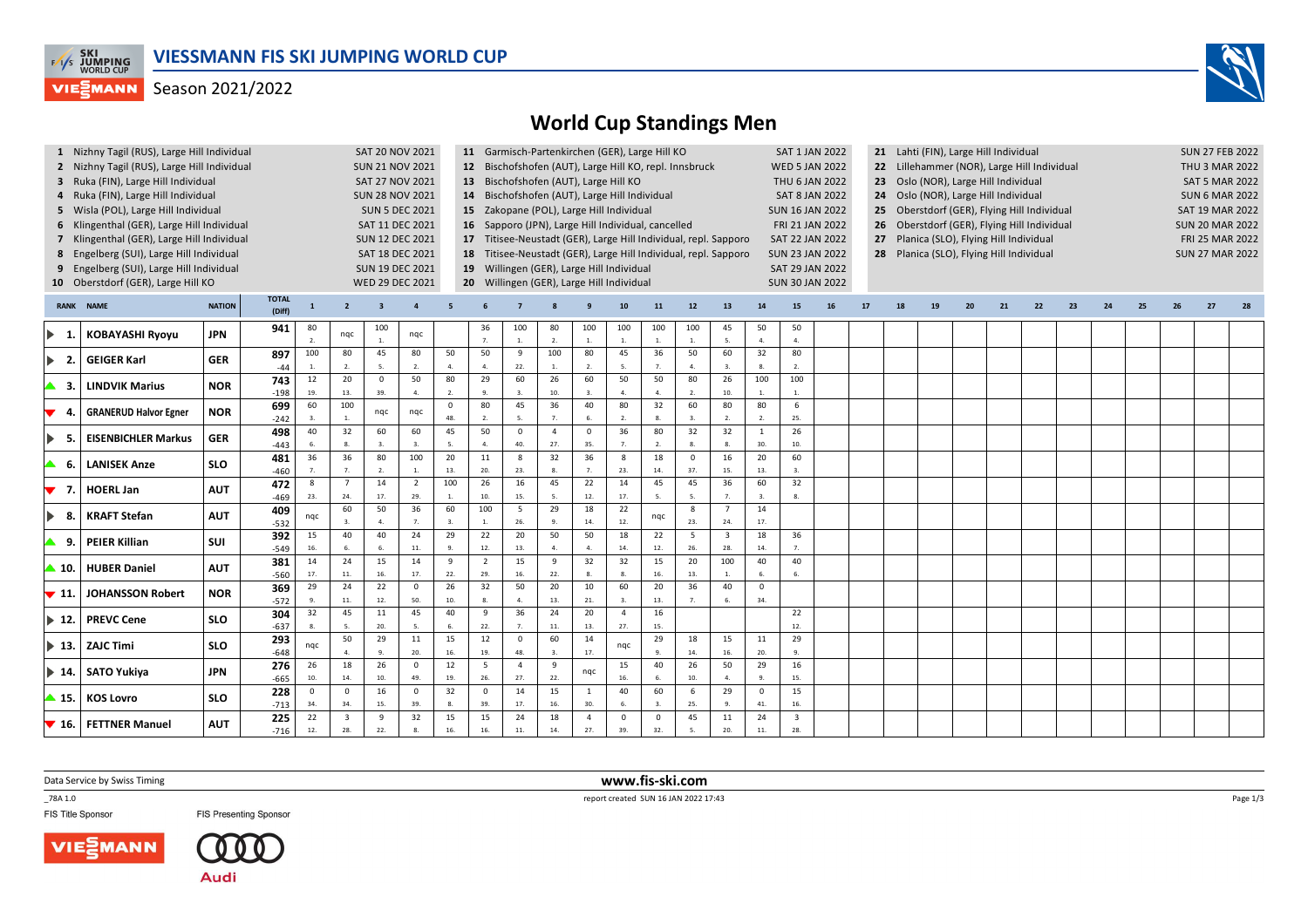# VIESSMANN FIS SKI JUMPING WORLD CUP

Season 2021/2022

## World Cup Standings Men

| | | |
|---|---|---|
| 1 Nizhny Tagil (RUS), Large Hill Individual | | SAT 20 NOV 2021 |
| 2 Nizhny Tagil (RUS), Large Hill Individual | | SUN 21 NOV 2021 |
| 3 Ruka (FIN), Large Hill Individual | | SAT 27 NOV 2021 |
| 4 Ruka (FIN), Large Hill Individual | | SUN 28 NOV 2021 |
| 5 Wisla (POL), Large Hill Individual | | SUN 5 DEC 2021 |
| 6 Klingenthal (GER), Large Hill Individual | | SAT 11 DEC 2021 |
| 7 Klingenthal (GER), Large Hill Individual | | SUN 12 DEC 2021 |
| 8 Engelberg (SUI), Large Hill Individual | | SAT 18 DEC 2021 |
| 9 Engelberg (SUI), Large Hill Individual | | SUN 19 DEC 2021 |
| 10 Oberstdorf (GER), Large Hill KO | | WED 29 DEC 2021 |
| 11 Garmisch-Partenkirchen (GER), Large Hill KO | | SAT 1 JAN 2022 |
| 12 Bischofshofen (AUT), Large Hill KO, repl. Innsbruck | | WED 5 JAN 2022 |
| 13 Bischofshofen (AUT), Large Hill KO | | THU 6 JAN 2022 |
| 14 Bischofshofen (AUT), Large Hill Individual | | SAT 8 JAN 2022 |
| 15 Zakopane (POL), Large Hill Individual | | SUN 16 JAN 2022 |
| 16 Sapporo (JPN), Large Hill Individual, cancelled | | FRI 21 JAN 2022 |
| 17 Titisee-Neustadt (GER), Large Hill Individual, repl. Sapporo | | SAT 22 JAN 2022 |
| 18 Titisee-Neustadt (GER), Large Hill Individual, repl. Sapporo | | SUN 23 JAN 2022 |
| 19 Willingen (GER), Large Hill Individual | | SAT 29 JAN 2022 |
| 20 Willingen (GER), Large Hill Individual | | SUN 30 JAN 2022 |
| 21 Lahti (FIN), Large Hill Individual | | SUN 27 FEB 2022 |
| 22 Lillehammer (NOR), Large Hill Individual | | THU 3 MAR 2022 |
| 23 Oslo (NOR), Large Hill Individual | | SAT 5 MAR 2022 |
| 24 Oslo (NOR), Large Hill Individual | | SUN 6 MAR 2022 |
| 25 Oberstdorf (GER), Flying Hill Individual | | SAT 19 MAR 2022 |
| 26 Oberstdorf (GER), Flying Hill Individual | | SUN 20 MAR 2022 |
| 27 Planica (SLO), Flying Hill Individual | | FRI 25 MAR 2022 |
| 28 Planica (SLO), Flying Hill Individual | | SUN 27 MAR 2022 |

| RANK | NAME | NATION | TOTAL (Diff) | 1 | 2 | 3 | 4 | 5 | 6 | 7 | 8 | 9 | 10 | 11 | 12 | 13 | 14 | 15 | 16 | 17 | 18 | 19 | 20 | 21 | 22 | 23 | 24 | 25 | 26 | 27 | 28 |
|---|---|---|---|---|---|---|---|---|---|---|---|---|---|---|---|---|---|---|---|---|---|---|---|---|---|---|---|---|---|---|---|
| ▶ 1. | KOBAYASHI Ryoyu | JPN | 941 | 80 2. | nqc | 100 1. | nqc | | 36 7. | 100 1. | 80 2. | 100 1. | 100 1. | 100 1. | 100 1. | 45 5. | 50 4. | 50 4. | | | | | | | | | | | | | |
| ▶ 2. | GEIGER Karl | GER | 897 -44 | 100 1. | 80 2. | 45 5. | 80 2. | 50 4. | 50 4. | 9 22. | 100 1. | 80 2. | 45 5. | 36 7. | 50 4. | 60 3. | 32 8. | 80 2. | | | | | | | | | | | | | |
| ▲ 3. | LINDVIK Marius | NOR | 743 -198 | 12 19. | 20 13. | 0 39. | 50 4. | 80 2. | 29 9. | 60 3. | 26 10. | 60 3. | 50 4. | 50 4. | 80 2. | 26 10. | 100 1. | 100 1. | | | | | | | | | | | | | |
| ▼ 4. | GRANERUD Halvor Egner | NOR | 699 -242 | 60 3. | 100 1. | nqc | nqc | 0 48. | 80 2. | 45 5. | 36 7. | 40 6. | 80 2. | 32 8. | 60 3. | 80 2. | 80 2. | 6 25. | | | | | | | | | | | | | |
| ▶ 5. | EISENBICHLER Markus | GER | 498 -443 | 40 6. | 32 8. | 60 3. | 60 3. | 45 5. | 50 4. | 0 40. | 4 27. | 0 35. | 36 7. | 80 2. | 32 8. | 32 8. | 1 30. | 26 10. | | | | | | | | | | | | | |
| ▲ 6. | LANISEK Anze | SLO | 481 -460 | 36 7. | 36 7. | 80 2. | 100 1. | 20 13. | 11 20. | 8 23. | 32 8. | 36 7. | 8 23. | 18 14. | 0 37. | 16 15. | 20 13. | 60 3. | | | | | | | | | | | | | |
| ▼ 7. | HOERL Jan | AUT | 472 -469 | 8 23. | 7 24. | 14 17. | 2 29. | 100 1. | 26 10. | 16 15. | 45 5. | 22 12. | 14 17. | 45 5. | 45 5. | 36 7. | 60 3. | 32 8. | | | | | | | | | | | | | |
| ▶ 8. | KRAFT Stefan | AUT | 409 -532 | nqc | 60 3. | 50 4. | 36 7. | 60 3. | 100 1. | 5 26. | 29 9. | 18 14. | 22 12. | nqc | 8 23. | 7 24. | 14 17. | | | | | | | | | | | | | | |
| ▲ 9. | PEIER Killian | SUI | 392 -549 | 15 16. | 40 6. | 40 6. | 24 11. | 29 9. | 22 12. | 20 13. | 50 4. | 50 4. | 18 14. | 22 12. | 5 26. | 3 28. | 18 14. | 36 7. | | | | | | | | | | | | | |
| ▲ 10. | HUBER Daniel | AUT | 381 -560 | 14 17. | 24 11. | 15 16. | 14 17. | 9 22. | 2 29. | 15 16. | 9 22. | 32 8. | 32 8. | 15 16. | 20 13. | 100 1. | 40 6. | 40 6. | | | | | | | | | | | | | |
| ▼ 11. | JOHANSSON Robert | NOR | 369 -572 | 29 9. | 24 11. | 22 12. | 0 50. | 26 10. | 32 8. | 50 4. | 20 13. | 10 21. | 60 3. | 20 13. | 36 7. | 40 6. | 0 34. | | | | | | | | | | | | | | |
| ▶ 12. | PREVC Cene | SLO | 304 -637 | 32 8. | 45 5. | 11 20. | 45 5. | 40 6. | 9 22. | 36 7. | 24 11. | 20 13. | 4 27. | 16 15. | | | | 22 12. | | | | | | | | | | | | | |
| ▶ 13. | ZAJC Timi | SLO | 293 -648 | nqc | 50 4. | 29 9. | 11 20. | 15 16. | 12 19. | 0 48. | 60 3. | 14 17. | nqc | 29 9. | 18 14. | 15 16. | 11 20. | 29 9. | | | | | | | | | | | | | |
| ▶ 14. | SATO Yukiya | JPN | 276 -665 | 26 10. | 18 14. | 26 10. | 0 49. | 12 19. | 5 26. | 4 27. | 9 22. | nqc | 15 16. | 40 6. | 26 10. | 50 4. | 29 9. | 16 15. | | | | | | | | | | | | | |
| ▲ 15. | KOS Lovro | SLO | 228 -713 | 0 34. | 0 34. | 16 15. | 0 39. | 32 8. | 0 39. | 14 17. | 15 16. | 1 30. | 40 6. | 60 3. | 6 25. | 29 9. | 0 41. | 15 16. | | | | | | | | | | | | | |
| ▼ 16. | FETTNER Manuel | AUT | 225 -716 | 22 12. | 3 28. | 9 22. | 32 8. | 15 16. | 15 16. | 24 11. | 18 14. | 4 27. | 0 39. | 0 32. | 45 5. | 11 20. | 24 11. | 3 28. | | | | | | | | | | | | | |

Data Service by Swiss Timing

www.fis-ski.com

_78A 1.0

report created SUN 16 JAN 2022 17:43

FIS Title Sponsor

FIS Presenting Sponsor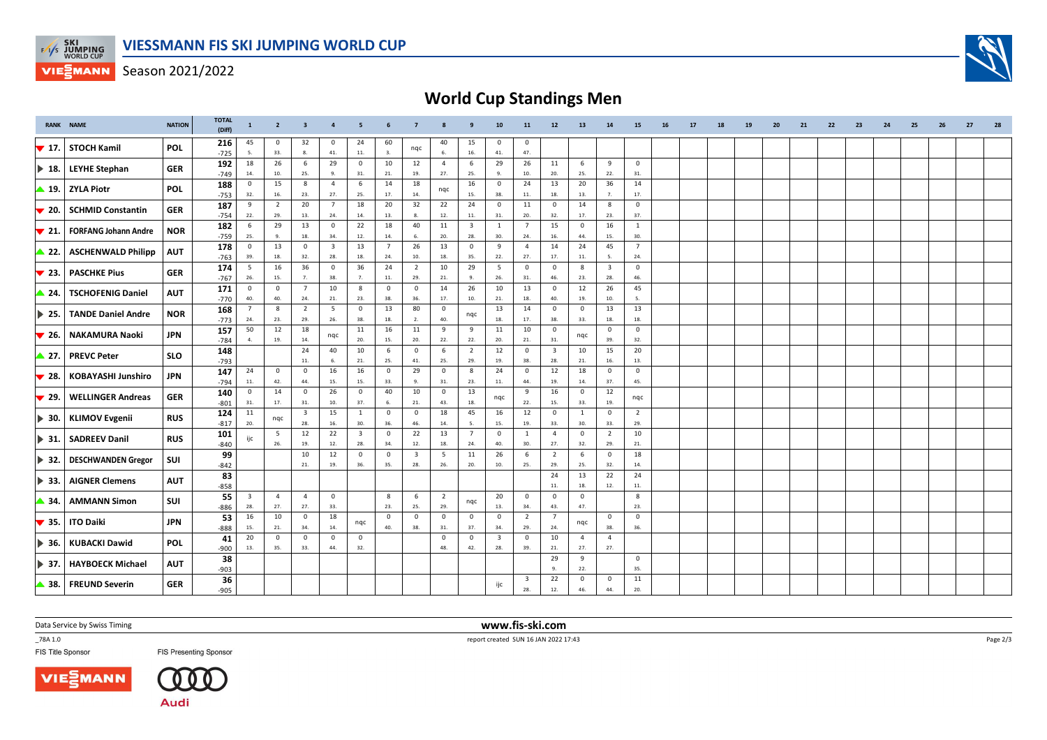# VIESSMANN FIS SKI JUMPING WORLD CUP

Season 2021/2022

## World Cup Standings Men

| RANK | NAME | NATION | TOTAL (Diff) | 1 | 2 | 3 | 4 | 5 | 6 | 7 | 8 | 9 | 10 | 11 | 12 | 13 | 14 | 15 | 16 | 17 | 18 | 19 | 20 | 21 | 22 | 23 | 24 | 25 | 26 | 27 | 28 |
|---|---|---|---|---|---|---|---|---|---|---|---|---|---|---|---|---|---|---|---|---|---|---|---|---|---|---|---|---|---|---|---|
| ▼ 17. | STOCH Kamil | POL | 216 -725 | 45 5. | 0 33. | 32 8. | 0 41. | 24 11. | 60 3. | nqc | 40 6. | 15 16. | 0 41. | 0 47. | | | | | | | | | | | | | | | | | |
| ► 18. | LEYHE Stephan | GER | 192 -749 | 18 14. | 26 10. | 6 25. | 29 9. | 0 31. | 10 21. | 12 19. | 4 27. | 6 25. | 29 9. | 26 10. | 11 20. | 6 25. | 9 22. | 0 31. | | | | | | | | | | | | | |
| ▲ 19. | ZYLA Piotr | POL | 188 -753 | 0 32. | 15 16. | 8 23. | 4 27. | 6 25. | 14 17. | 18 14. | nqc | 16 15. | 0 38. | 24 11. | 13 18. | 20 13. | 36 7. | 14 17. | | | | | | | | | | | | | |
| ▼ 20. | SCHMID Constantin | GER | 187 -754 | 9 22. | 2 29. | 20 13. | 7 24. | 18 14. | 20 13. | 32 8. | 22 12. | 24 11. | 0 31. | 11 20. | 0 32. | 14 17. | 8 23. | 0 37. | | | | | | | | | | | | | |
| ▼ 21. | FORFANG Johann Andre | NOR | 182 -759 | 6 25. | 29 9. | 13 18. | 0 34. | 22 12. | 18 14. | 40 6. | 11 20. | 3 28. | 1 30. | 7 24. | 15 16. | 0 44. | 16 15. | 1 30. | | | | | | | | | | | | | |
| ▲ 22. | ASCHENWALD Philipp | AUT | 178 -763 | 0 39. | 13 18. | 0 32. | 3 28. | 13 18. | 7 24. | 26 10. | 13 18. | 0 35. | 9 22. | 4 27. | 14 17. | 24 11. | 45 5. | 7 24. | | | | | | | | | | | | | |
| ▼ 23. | PASCHKE Pius | GER | 174 -767 | 5 26. | 16 15. | 36 7. | 0 38. | 36 7. | 24 11. | 2 29. | 10 21. | 29 9. | 5 26. | 0 31. | 0 46. | 8 23. | 3 28. | 0 46. | | | | | | | | | | | | | |
| ▲ 24. | TSCHOFENIG Daniel | AUT | 171 -770 | 0 40. | 0 40. | 7 24. | 10 21. | 8 23. | 0 38. | 0 36. | 14 17. | 26 10. | 10 21. | 13 18. | 0 40. | 12 19. | 26 10. | 45 5. | | | | | | | | | | | | | |
| ► 25. | TANDE Daniel Andre | NOR | 168 -773 | 7 24. | 8 23. | 2 29. | 5 26. | 0 38. | 13 18. | 80 2. | 0 40. | nqc | 13 18. | 14 17. | 0 38. | 0 33. | 13 18. | 13 18. | | | | | | | | | | | | | |
| ▼ 26. | NAKAMURA Naoki | JPN | 157 -784 | 50 4. | 12 19. | 18 14. | nqc | 11 20. | 16 15. | 11 20. | 9 22. | 9 22. | 11 20. | 10 21. | 0 31. | nqc | 0 39. | 0 32. | | | | | | | | | | | | | |
| ▲ 27. | PREVC Peter | SLO | 148 -793 | | | 24 11. | 40 6. | 10 21. | 6 25. | 0 41. | 6 25. | 2 29. | 12 19. | 0 38. | 3 28. | 10 21. | 15 16. | 20 13. | | | | | | | | | | | | | |
| ▼ 28. | KOBAYASHI Junshiro | JPN | 147 -794 | 24 11. | 0 42. | 0 44. | 16 15. | 16 15. | 0 33. | 29 9. | 0 31. | 8 23. | 24 11. | 0 44. | 12 19. | 18 14. | 0 37. | 0 45. | | | | | | | | | | | | | |
| ▼ 29. | WELLINGER Andreas | GER | 140 -801 | 0 31. | 14 17. | 0 31. | 26 10. | 0 37. | 40 6. | 10 21. | 0 43. | 13 18. | nqc | 9 22. | 16 15. | 0 33. | 12 19. | nqc | | | | | | | | | | | | | |
| ► 30. | KLIMOV Evgenii | RUS | 124 -817 | 11 20. | nqc | 3 28. | 15 16. | 1 30. | 0 36. | 0 46. | 18 14. | 45 5. | 16 15. | 12 19. | 0 33. | 1 30. | 0 33. | 2 29. | | | | | | | | | | | | | |
| ► 31. | SADREEV Danil | RUS | 101 -840 | ijc | 5 26. | 12 19. | 22 12. | 3 28. | 0 34. | 22 12. | 13 18. | 7 24. | 0 40. | 1 30. | 4 27. | 0 32. | 2 29. | 10 21. | | | | | | | | | | | | | |
| ► 32. | DESCHWANDEN Gregor | SUI | 99 -842 | | | 10 21. | 12 19. | 0 36. | 0 35. | 3 28. | 5 26. | 11 20. | 26 10. | 6 25. | 2 29. | 6 25. | 0 32. | 18 14. | | | | | | | | | | | | | |
| ► 33. | AIGNER Clemens | AUT | 83 -858 | | | | | | | | | | | | 24 11. | 13 18. | 22 12. | 24 11. | | | | | | | | | | | | | |
| ▲ 34. | AMMANN Simon | SUI | 55 -886 | 3 28. | 4 27. | 4 27. | 0 33. | | 8 23. | 6 25. | 2 29. | nqc | 20 13. | 0 34. | 0 43. | 0 47. | | 8 23. | | | | | | | | | | | | | |
| ▼ 35. | ITO Daiki | JPN | 53 -888 | 16 15. | 10 21. | 0 34. | 18 14. | nqc | 0 40. | 0 38. | 0 31. | 0 37. | 0 34. | 2 29. | 7 24. | nqc | 0 38. | 0 36. | | | | | | | | | | | | | |
| ► 36. | KUBACKI Dawid | POL | 41 -900 | 20 13. | 0 35. | 0 33. | 0 44. | 0 32. | | | 0 48. | 0 42. | 3 28. | 0 39. | 10 21. | 4 27. | 4 27. | | | | | | | | | | | | | | |
| ► 37. | HAYBOECK Michael | AUT | 38 -903 | | | | | | | | | | | | 29 9. | 9 22. | | 0 35. | | | | | | | | | | | | | |
| ▲ 38. | FREUND Severin | GER | 36 -905 | | | | | | | | | | ijc | 3 28. | 22 12. | 0 46. | 0 44. | 11 20. | | | | | | | | | | | | | |

Data Service by Swiss Timing

www.fis-ski.com

_78A 1.0

report created SUN 16 JAN 2022 17:43

FIS Title Sponsor

FIS Presenting Sponsor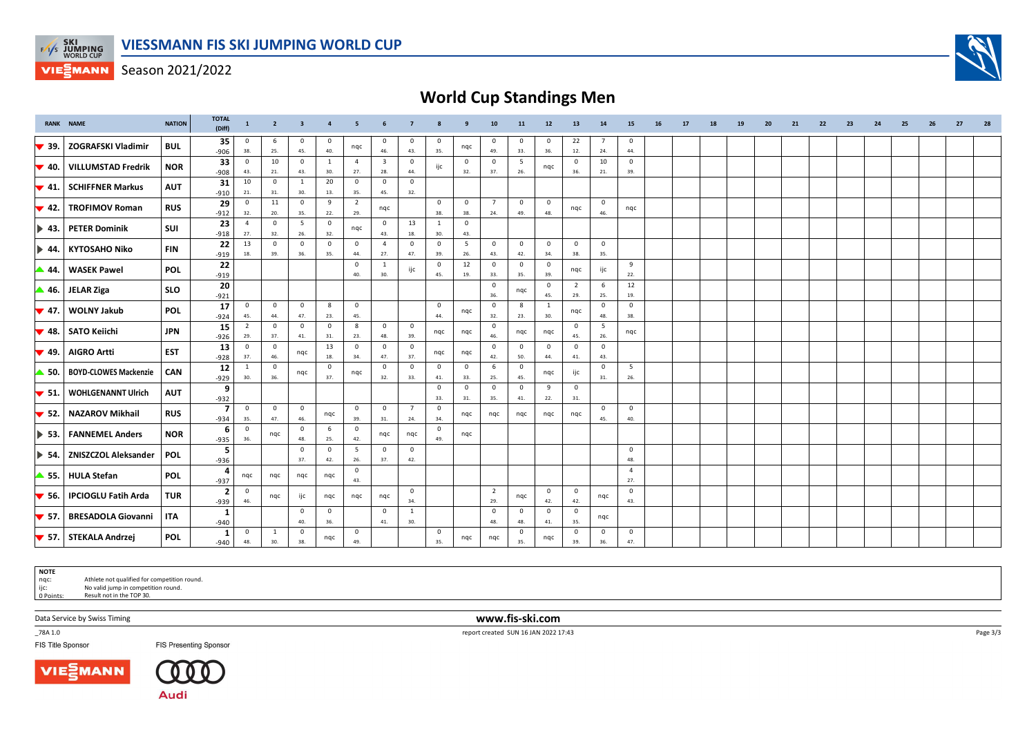# VIESSMANN FIS SKI JUMPING WORLD CUP

Season 2021/2022

## World Cup Standings Men

| RANK | NAME | NATION | TOTAL (Diff) | 1 | 2 | 3 | 4 | 5 | 6 | 7 | 8 | 9 | 10 | 11 | 12 | 13 | 14 | 15 | 16 | 17 | 18 | 19 | 20 | 21 | 22 | 23 | 24 | 25 | 26 | 27 | 28 |
|---|---|---|---|---|---|---|---|---|---|---|---|---|---|---|---|---|---|---|---|---|---|---|---|---|---|---|---|---|---|---|---|
| ▼ 39. | ZOGRAFSKI Vladimir | BUL | 35<br>-906 | 0<br>38. | 6<br>25. | 0<br>45. | 0<br>40. | nqc | 0<br>46. | 0<br>43. | 0<br>35. | nqc | 0<br>49. | 0<br>33. | 0<br>36. | 22<br>12. | 7<br>24. | 0<br>44. | | | | | | | | | | | | | |
| ▼ 40. | VILLUMSTAD Fredrik | NOR | 33<br>-908 | 0<br>43. | 10<br>21. | 0<br>43. | 1<br>30. | 4<br>27. | 3<br>28. | 0<br>44. | ijc | 0<br>32. | 0<br>37. | 5<br>26. | nqc | 0<br>36. | 10<br>21. | 0<br>39. | | | | | | | | | | | | | |
| ▼ 41. | SCHIFFNER Markus | AUT | 31<br>-910 | 10<br>21. | 0<br>31. | 1<br>30. | 20<br>13. | 0<br>35. | 0<br>45. | 0<br>32. | | | | | | | | | | | | | | | | | | | | | |
| ▼ 42. | TROFIMOV Roman | RUS | 29<br>-912 | 0<br>32. | 11<br>20. | 0<br>35. | 9<br>22. | 2<br>29. | nqc | | 0<br>38. | 0<br>38. | 7<br>24. | 0<br>49. | 0<br>48. | nqc | 0<br>46. | nqc | | | | | | | | | | | | | |
| ▶ 43. | PETER Dominik | SUI | 23<br>-918 | 4<br>27. | 0<br>32. | 5<br>26. | 0<br>32. | nqc | 0<br>43. | 13<br>18. | 1<br>30. | 0<br>43. | | | | | | | | | | | | | | | | | | | |
| ▶ 44. | KYTOSAHO Niko | FIN | 22<br>-919 | 13<br>18. | 0<br>39. | 0<br>36. | 0<br>35. | 0<br>44. | 4<br>27. | 0<br>47. | 0<br>39. | 5<br>26. | 0<br>43. | 0<br>42. | 0<br>34. | 0<br>38. | 0<br>35. | | | | | | | | | | | | | | |
| ▲ 44. | WASEK Pawel | POL | 22<br>-919 | | | | | 0<br>40. | 1<br>30. | ijc | 0<br>45. | 12<br>19. | 0<br>33. | 0<br>35. | 0<br>39. | nqc | ijc | 9<br>22. | | | | | | | | | | | | | |
| ▲ 46. | JELAR Ziga | SLO | 20<br>-921 | | | | | | | | | | 0<br>36. | nqc | 0<br>45. | 2<br>29. | 6<br>25. | 12<br>19. | | | | | | | | | | | | | |
| ▼ 47. | WOLNY Jakub | POL | 17<br>-924 | 0<br>45. | 0<br>44. | 0<br>47. | 8<br>23. | 0<br>45. | | | 0<br>44. | nqc | 0<br>32. | 8<br>23. | 1<br>30. | nqc | 0<br>48. | 0<br>38. | | | | | | | | | | | | | |
| ▼ 48. | SATO Keiichi | JPN | 15<br>-926 | 2<br>29. | 0<br>37. | 0<br>41. | 0<br>31. | 8<br>23. | 0<br>48. | 0<br>39. | nqc | nqc | 0<br>46. | nqc | nqc | 0<br>45. | 5<br>26. | nqc | | | | | | | | | | | | | |
| ▼ 49. | AIGRO Artti | EST | 13<br>-928 | 0<br>37. | 0<br>46. | nqc | 13<br>18. | 0<br>34. | 0<br>47. | 0<br>37. | nqc | nqc | 0<br>42. | 0<br>50. | 0<br>44. | 0<br>41. | 0<br>43. | | | | | | | | | | | | | | |
| ▲ 50. | BOYD-CLOWES Mackenzie | CAN | 12<br>-929 | 1<br>30. | 0<br>36. | nqc | 0<br>37. | nqc | 0<br>32. | 0<br>33. | 0<br>41. | 0<br>33. | 6<br>25. | 0<br>45. | nqc | ijc | 0<br>31. | 5<br>26. | | | | | | | | | | | | | |
| ▼ 51. | WOHLGENANNT Ulrich | AUT | 9<br>-932 | | | | | | | | 0<br>33. | 0<br>31. | 0<br>35. | 0<br>41. | 9<br>22. | 0<br>31. | | | | | | | | | | | | | | | |
| ▼ 52. | NAZAROV Mikhail | RUS | 7<br>-934 | 0<br>35. | 0<br>47. | 0<br>46. | nqc | 0<br>39. | 0<br>31. | 7<br>24. | 0<br>34. | nqc | nqc | nqc | nqc | nqc | 0<br>45. | 0<br>40. | | | | | | | | | | | | | |
| ▶ 53. | FANNEMEL Anders | NOR | 6<br>-935 | 0<br>36. | nqc | 0<br>48. | 6<br>25. | 0<br>42. | nqc | nqc | 0<br>49. | nqc | | | | | | | | | | | | | | | | | | | |
| ▶ 54. | ZNISZCZOL Aleksander | POL | 5<br>-936 | | | 0<br>37. | 0<br>42. | 5<br>26. | 0<br>37. | 0<br>42. | | | | | | | | 0<br>48. | | | | | | | | | | | | | |
| ▲ 55. | HULA Stefan | POL | 4<br>-937 | nqc | nqc | nqc | nqc | 0<br>43. | | | | | | | | | | 4<br>27. | | | | | | | | | | | | | |
| ▼ 56. | IPCIOGLU Fatih Arda | TUR | 2<br>-939 | 0<br>46. | nqc | ijc | nqc | nqc | nqc | 0<br>34. | | | 2<br>29. | nqc | 0<br>42. | 0<br>42. | nqc | 0<br>43. | | | | | | | | | | | | | |
| ▼ 57. | BRESADOLA Giovanni | ITA | 1<br>-940 | | | 0<br>40. | 0<br>36. | | 0<br>41. | 1<br>30. | | | 0<br>48. | 0<br>48. | 0<br>41. | 0<br>35. | nqc | | | | | | | | | | | | | | |
| ▼ 57. | STEKALA Andrzej | POL | 1<br>-940 | 0<br>48. | 1<br>30. | 0<br>38. | nqc | 0<br>49. | | | 0<br>35. | nqc | nqc | 0<br>35. | nqc | 0<br>39. | 0<br>36. | 0<br>47. | | | | | | | | | | | | | |

**NOTE**

nqc: Athlete not qualified for competition round.
ijc: No valid jump in competition round.
0 Points: Result not in the TOP 30.

Data Service by Swiss Timing

www.fis-ski.com

_78A 1.0

report created SUN 16 JAN 2022 17:43

FIS Title Sponsor

FIS Presenting Sponsor